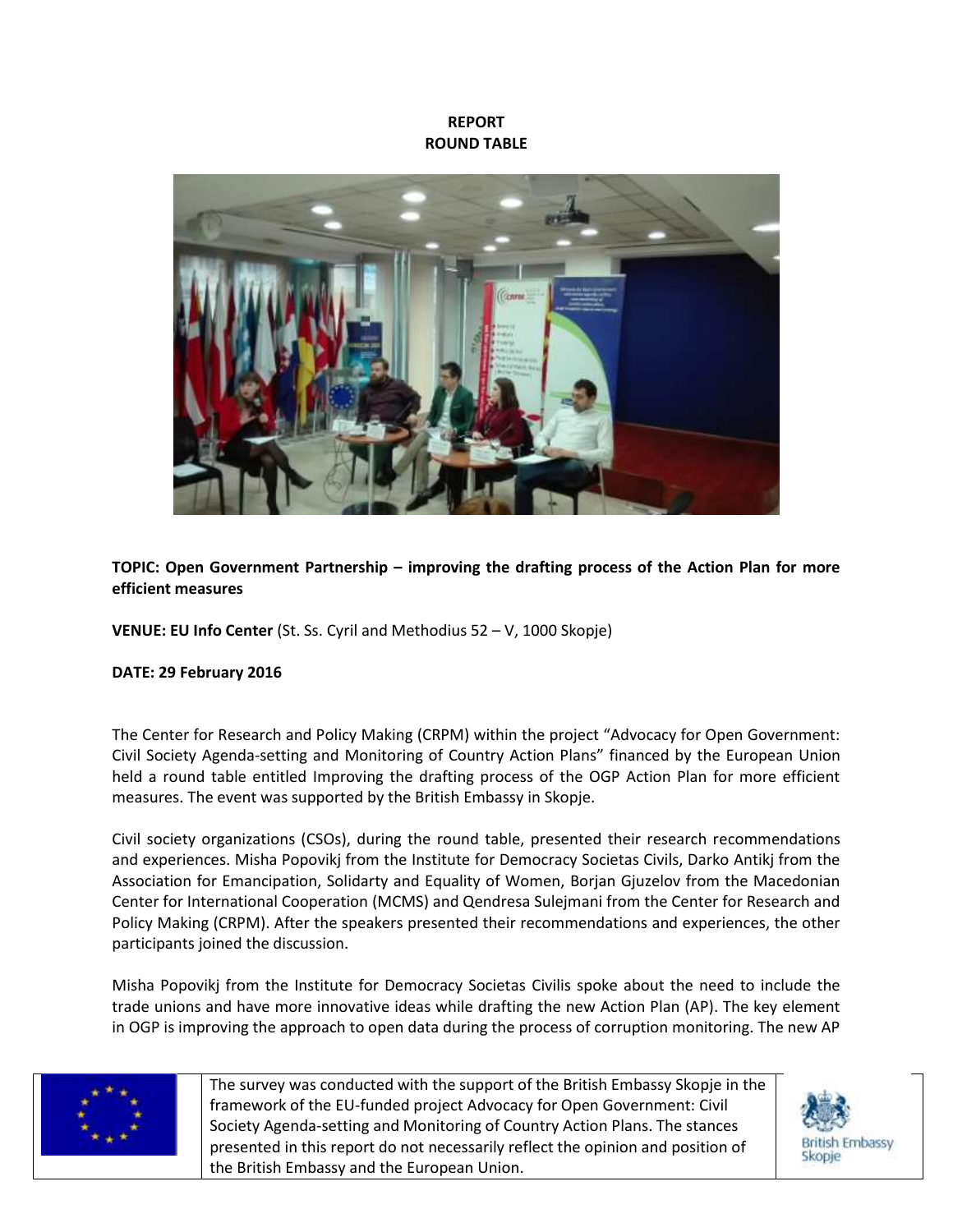**REPORT**
**ROUND TABLE**

**TOPIC: Open Government Partnership – improving the drafting process of the Action Plan for more efficient measures**

**VENUE: EU Info Center** (St. Ss. Cyril and Methodius 52 – V, 1000 Skopje)

**DATE: 29 February 2016**

The Center for Research and Policy Making (CRPM) within the project "Advocacy for Open Government: Civil Society Agenda-setting and Monitoring of Country Action Plans" financed by the European Union held a round table entitled Improving the drafting process of the OGP Action Plan for more efficient measures. The event was supported by the British Embassy in Skopje.

Civil society organizations (CSOs), during the round table, presented their research recommendations and experiences. Misha Popovikj from the Institute for Democracy Societas Civils, Darko Antikj from the Association for Emancipation, Solidarty and Equality of Women, Borjan Gjuzelov from the Macedonian Center for International Cooperation (MCMS) and Qendresa Sulejmani from the Center for Research and Policy Making (CRPM). After the speakers presented their recommendations and experiences, the other participants joined the discussion.

Misha Popovikj from the Institute for Democracy Societas Civilis spoke about the need to include the trade unions and have more innovative ideas while drafting the new Action Plan (AP). The key element in OGP is improving the approach to open data during the process of corruption monitoring. The new AP

The survey was conducted with the support of the British Embassy Skopje in the framework of the EU-funded project Advocacy for Open Government: Civil Society Agenda-setting and Monitoring of Country Action Plans. The stances presented in this report do not necessarily reflect the opinion and position of the British Embassy and the European Union.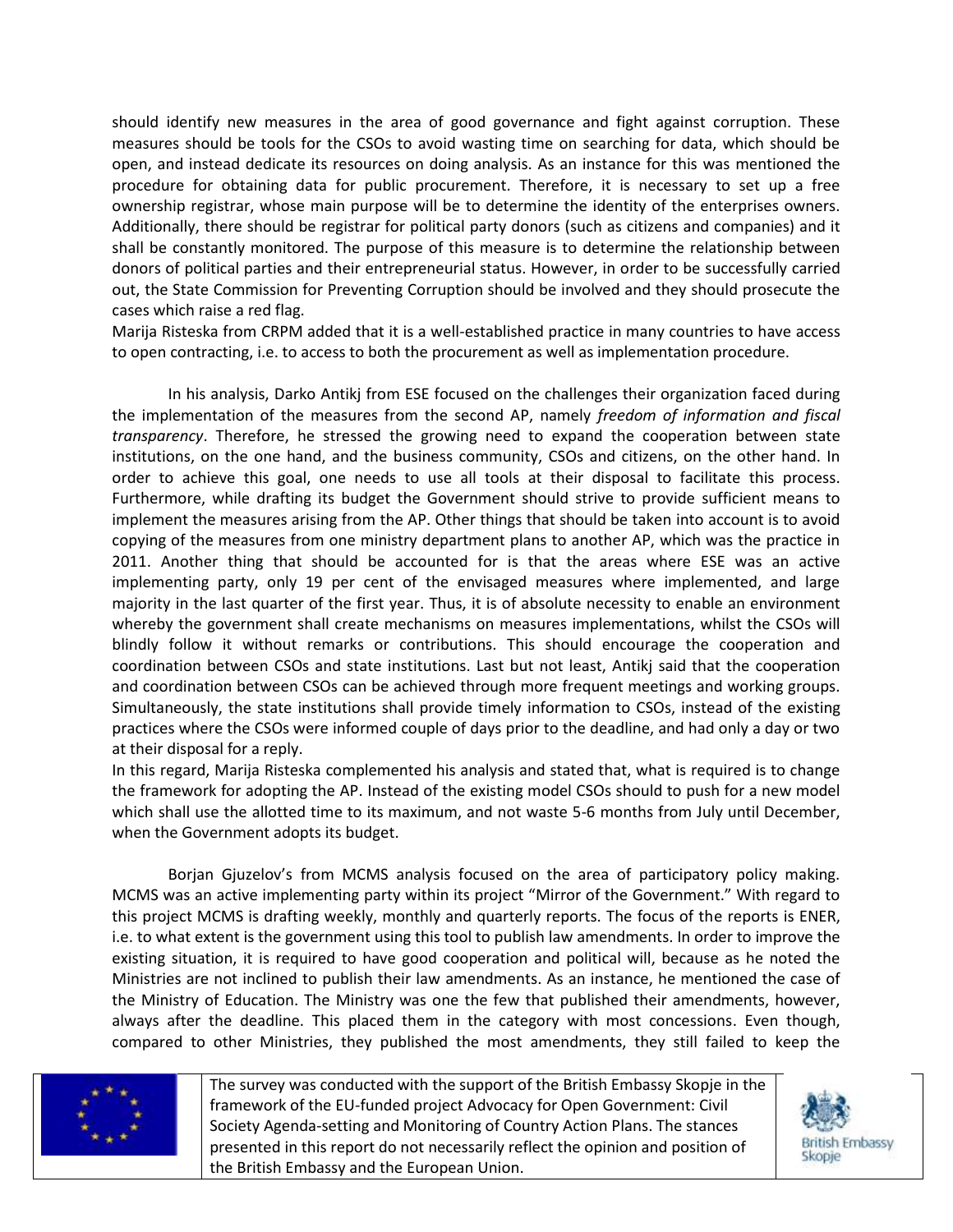should identify new measures in the area of good governance and fight against corruption. These measures should be tools for the CSOs to avoid wasting time on searching for data, which should be open, and instead dedicate its resources on doing analysis. As an instance for this was mentioned the procedure for obtaining data for public procurement. Therefore, it is necessary to set up a free ownership registrar, whose main purpose will be to determine the identity of the enterprises owners. Additionally, there should be registrar for political party donors (such as citizens and companies) and it shall be constantly monitored. The purpose of this measure is to determine the relationship between donors of political parties and their entrepreneurial status. However, in order to be successfully carried out, the State Commission for Preventing Corruption should be involved and they should prosecute the cases which raise a red flag.

Marija Risteska from CRPM added that it is a well-established practice in many countries to have access to open contracting, i.e. to access to both the procurement as well as implementation procedure.

In his analysis, Darko Antikj from ESE focused on the challenges their organization faced during the implementation of the measures from the second AP, namely *freedom of information and fiscal transparency*. Therefore, he stressed the growing need to expand the cooperation between state institutions, on the one hand, and the business community, CSOs and citizens, on the other hand. In order to achieve this goal, one needs to use all tools at their disposal to facilitate this process. Furthermore, while drafting its budget the Government should strive to provide sufficient means to implement the measures arising from the AP. Other things that should be taken into account is to avoid copying of the measures from one ministry department plans to another AP, which was the practice in 2011. Another thing that should be accounted for is that the areas where ESE was an active implementing party, only 19 per cent of the envisaged measures where implemented, and large majority in the last quarter of the first year. Thus, it is of absolute necessity to enable an environment whereby the government shall create mechanisms on measures implementations, whilst the CSOs will blindly follow it without remarks or contributions. This should encourage the cooperation and coordination between CSOs and state institutions. Last but not least, Antikj said that the cooperation and coordination between CSOs can be achieved through more frequent meetings and working groups. Simultaneously, the state institutions shall provide timely information to CSOs, instead of the existing practices where the CSOs were informed couple of days prior to the deadline, and had only a day or two at their disposal for a reply.

In this regard, Marija Risteska complemented his analysis and stated that, what is required is to change the framework for adopting the AP. Instead of the existing model CSOs should to push for a new model which shall use the allotted time to its maximum, and not waste 5-6 months from July until December, when the Government adopts its budget.

Borjan Gjuzelov's from MCMS analysis focused on the area of participatory policy making. MCMS was an active implementing party within its project "Mirror of the Government." With regard to this project MCMS is drafting weekly, monthly and quarterly reports. The focus of the reports is ENER, i.e. to what extent is the government using this tool to publish law amendments. In order to improve the existing situation, it is required to have good cooperation and political will, because as he noted the Ministries are not inclined to publish their law amendments. As an instance, he mentioned the case of the Ministry of Education. The Ministry was one the few that published their amendments, however, always after the deadline. This placed them in the category with most concessions. Even though, compared to other Ministries, they published the most amendments, they still failed to keep the

The survey was conducted with the support of the British Embassy Skopje in the framework of the EU-funded project Advocacy for Open Government: Civil Society Agenda-setting and Monitoring of Country Action Plans. The stances presented in this report do not necessarily reflect the opinion and position of the British Embassy and the European Union.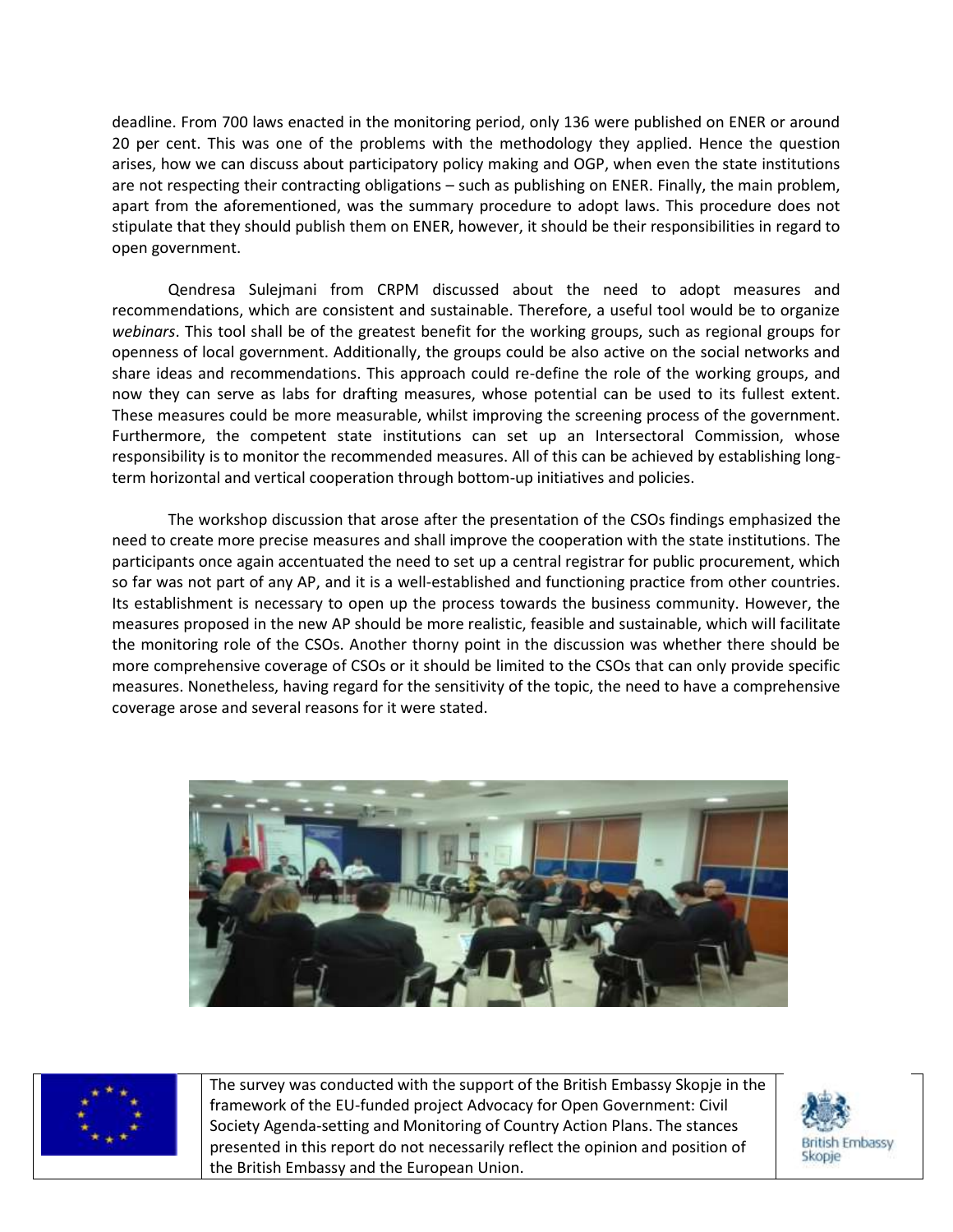deadline. From 700 laws enacted in the monitoring period, only 136 were published on ENER or around 20 per cent. This was one of the problems with the methodology they applied. Hence the question arises, how we can discuss about participatory policy making and OGP, when even the state institutions are not respecting their contracting obligations – such as publishing on ENER. Finally, the main problem, apart from the aforementioned, was the summary procedure to adopt laws. This procedure does not stipulate that they should publish them on ENER, however, it should be their responsibilities in regard to open government.

Qendresa Sulejmani from CRPM discussed about the need to adopt measures and recommendations, which are consistent and sustainable. Therefore, a useful tool would be to organize *webinars*. This tool shall be of the greatest benefit for the working groups, such as regional groups for openness of local government. Additionally, the groups could be also active on the social networks and share ideas and recommendations. This approach could re-define the role of the working groups, and now they can serve as labs for drafting measures, whose potential can be used to its fullest extent. These measures could be more measurable, whilst improving the screening process of the government. Furthermore, the competent state institutions can set up an Intersectoral Commission, whose responsibility is to monitor the recommended measures. All of this can be achieved by establishing long-term horizontal and vertical cooperation through bottom-up initiatives and policies.

The workshop discussion that arose after the presentation of the CSOs findings emphasized the need to create more precise measures and shall improve the cooperation with the state institutions. The participants once again accentuated the need to set up a central registrar for public procurement, which so far was not part of any AP, and it is a well-established and functioning practice from other countries. Its establishment is necessary to open up the process towards the business community. However, the measures proposed in the new AP should be more realistic, feasible and sustainable, which will facilitate the monitoring role of the CSOs. Another thorny point in the discussion was whether there should be more comprehensive coverage of CSOs or it should be limited to the CSOs that can only provide specific measures. Nonetheless, having regard for the sensitivity of the topic, the need to have a comprehensive coverage arose and several reasons for it were stated.

The survey was conducted with the support of the British Embassy Skopje in the framework of the EU-funded project Advocacy for Open Government: Civil Society Agenda-setting and Monitoring of Country Action Plans. The stances presented in this report do not necessarily reflect the opinion and position of the British Embassy and the European Union.

British Embassy Skopje